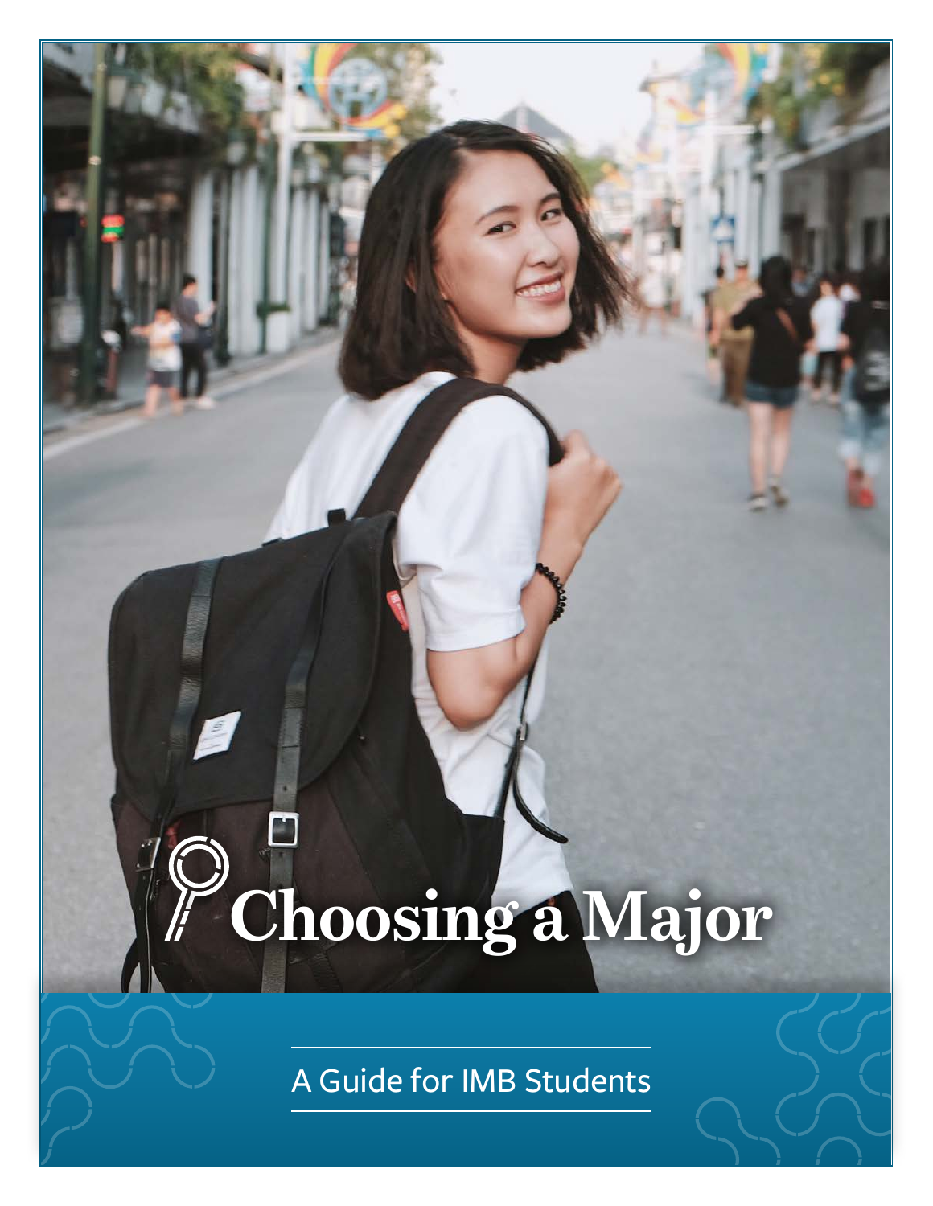# Choosing a Major

A Guide for IMB Students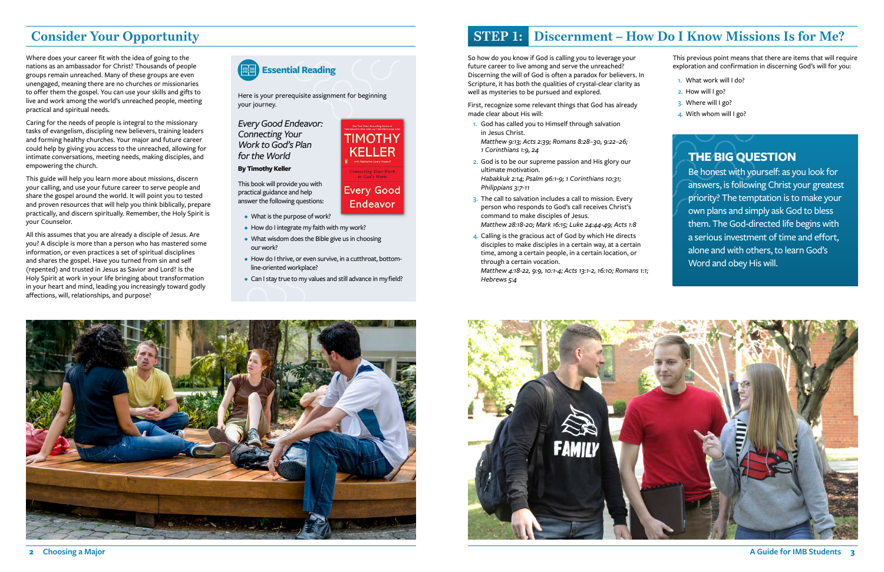## Consider Your Opportunity

Where does your career fit with the idea of going to the nations as an ambassador for Christ? Thousands of people groups remain unreached. Many of these groups are even unengaged, meaning there are no churches or missionaries to offer them the gospel. You can use your skills and gifts to live and work among the world's unreached people, meeting practical and spiritual needs.

Caring for the needs of people is integral to the missionary tasks of evangelism, discipling new believers, training leaders and forming healthy churches. Your major and future career could help by giving you access to the unreached, allowing for intimate conversations, meeting needs, making disciples, and empowering the church.

This guide will help you learn more about missions, discern your calling, and use your future career to serve people and share the gospel around the world. It will point you to tested and proven resources that will help you think biblically, prepare practically, and discern spiritually. Remember, the Holy Spirit is your Counselor.

All this assumes that you are already a disciple of Jesus. Are you? A disciple is more than a person who has mastered some information, or even practices a set of spiritual disciplines and shares the gospel. Have you turned from sin and self (repented) and trusted in Jesus as Savior and Lord? Is the Holy Spirit at work in your life bringing about transformation in your heart and mind, leading you increasingly toward godly affections, will, relationships, and purpose?

### Essential Reading

Here is your prerequisite assignment for beginning your journey.

*Every Good Endeavor: Connecting Your Work to God's Plan for the World*

**By Timothy Keller**

This book will provide you with practical guidance and help answer the following questions:

- What is the purpose of work?
- How do I integrate my faith with my work?
- What wisdom does the Bible give us in choosing our work?
- How do I thrive, or even survive, in a cutthroat, bottom-line-oriented workplace?
- Can I stay true to my values and still advance in my field?

## STEP 1: Discernment – How Do I Know Missions Is for Me?

So how do you know if God is calling you to leverage your future career to live among and serve the unreached? Discerning the will of God is often a paradox for believers. In Scripture, it has both the qualities of crystal-clear clarity as well as mysteries to be pursued and explored.

First, recognize some relevant things that God has already made clear about His will:

1. God has called you to Himself through salvation in Jesus Christ.
   *Matthew 9:13; Acts 2:39; Romans 8:28–30, 9:22–26; 1 Corinthians 1:9, 24*
2. God is to be our supreme passion and His glory our ultimate motivation.
   *Habakkuk 2:14; Psalm 96:1–9; 1 Corinthians 10:31; Philippians 3:7-11*
3. The call to salvation includes a call to mission. Every person who responds to God's call receives Christ's command to make disciples of Jesus.
   *Matthew 28:18-20; Mark 16:15; Luke 24:44-49; Acts 1:8*
4. Calling is the gracious act of God by which He directs disciples to make disciples in a certain way, at a certain time, among a certain people, in a certain location, or through a certain vocation.
   *Matthew 4:18-22, 9:9, 10:1-4; Acts 13:1-2, 16:10; Romans 1:1; Hebrews 5:4*

This previous point means that there are items that will require exploration and confirmation in discerning God's will for you:

1. What work will I do?
2. How will I go?
3. Where will I go?
4. With whom will I go?

### THE BIG QUESTION

Be honest with yourself: as you look for answers, is following Christ your greatest priority? The temptation is to make your own plans and simply ask God to bless them. The God-directed life begins with a serious investment of time and effort, alone and with others, to learn God's Word and obey His will.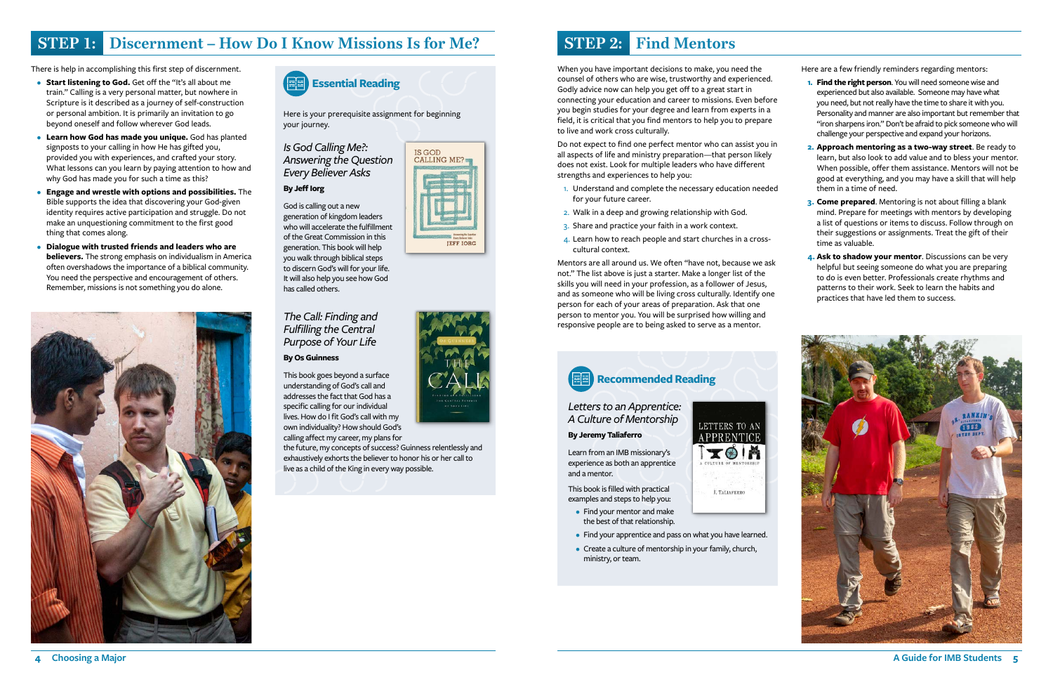## STEP 1: Discernment – How Do I Know Missions Is for Me?

There is help in accomplishing this first step of discernment.

- **Start listening to God.** Get off the "It's all about me train." Calling is a very personal matter, but nowhere in Scripture is it described as a journey of self-construction or personal ambition. It is primarily an invitation to go beyond oneself and follow wherever God leads.
- **Learn how God has made you unique.** God has planted signposts to your calling in how He has gifted you, provided you with experiences, and crafted your story. What lessons can you learn by paying attention to how and why God has made you for such a time as this?
- **Engage and wrestle with options and possibilities.** The Bible supports the idea that discovering your God-given identity requires active participation and struggle. Do not make an unquestioning commitment to the first good thing that comes along.
- **Dialogue with trusted friends and leaders who are believers.** The strong emphasis on individualism in America often overshadows the importance of a biblical community. You need the perspective and encouragement of others. Remember, missions is not something you do alone.

### Essential Reading

Here is your prerequisite assignment for beginning your journey.

*Is God Calling Me?: Answering the Question Every Believer Asks*
**By Jeff Iorg**

God is calling out a new generation of kingdom leaders who will accelerate the fulfillment of the Great Commission in this generation. This book will help you walk through biblical steps to discern God's will for your life. It will also help you see how God has called others.

*The Call: Finding and Fulfilling the Central Purpose of Your Life*
**By Os Guinness**

This book goes beyond a surface understanding of God's call and addresses the fact that God has a specific calling for our individual lives. How do I fit God's call with my own individuality? How should God's calling affect my career, my plans for the future, my concepts of success? Guinness relentlessly and exhaustively exhorts the believer to honor his or her call to live as a child of the King in every way possible.

## STEP 2: Find Mentors

When you have important decisions to make, you need the counsel of others who are wise, trustworthy and experienced. Godly advice now can help you get off to a great start in connecting your education and career to missions. Even before you begin studies for your degree and learn from experts in a field, it is critical that you find mentors to help you to prepare to live and work cross culturally.

Do not expect to find one perfect mentor who can assist you in all aspects of life and ministry preparation—that person likely does not exist. Look for multiple leaders who have different strengths and experiences to help you:

1. Understand and complete the necessary education needed for your future career.
2. Walk in a deep and growing relationship with God.
3. Share and practice your faith in a work context.
4. Learn how to reach people and start churches in a cross-cultural context.

Mentors are all around us. We often "have not, because we ask not." The list above is just a starter. Make a longer list of the skills you will need in your profession, as a follower of Jesus, and as someone who will be living cross culturally. Identify one person for each of your areas of preparation. Ask that one person to mentor you. You will be surprised how willing and responsive people are to being asked to serve as a mentor.

### Recommended Reading

*Letters to an Apprentice: A Culture of Mentorship*
**By Jeremy Taliaferro**

Learn from an IMB missionary's experience as both an apprentice and a mentor.

This book is filled with practical examples and steps to help you:

- Find your mentor and make the best of that relationship.
- Find your apprentice and pass on what you have learned.
- Create a culture of mentorship in your family, church, ministry, or team.

Here are a few friendly reminders regarding mentors:

1. **Find the right person**. You will need someone wise and experienced but also available. Someone may have what you need, but not really have the time to share it with you. Personality and manner are also important but remember that "iron sharpens iron." Don't be afraid to pick someone who will challenge your perspective and expand your horizons.
2. **Approach mentoring as a two-way street**. Be ready to learn, but also look to add value and to bless your mentor. When possible, offer them assistance. Mentors will not be good at everything, and you may have a skill that will help them in a time of need.
3. **Come prepared**. Mentoring is not about filling a blank mind. Prepare for meetings with mentors by developing a list of questions or items to discuss. Follow through on their suggestions or assignments. Treat the gift of their time as valuable.
4. **Ask to shadow your mentor**. Discussions can be very helpful but seeing someone do what you are preparing to do is even better. Professionals create rhythms and patterns to their work. Seek to learn the habits and practices that have led them to success.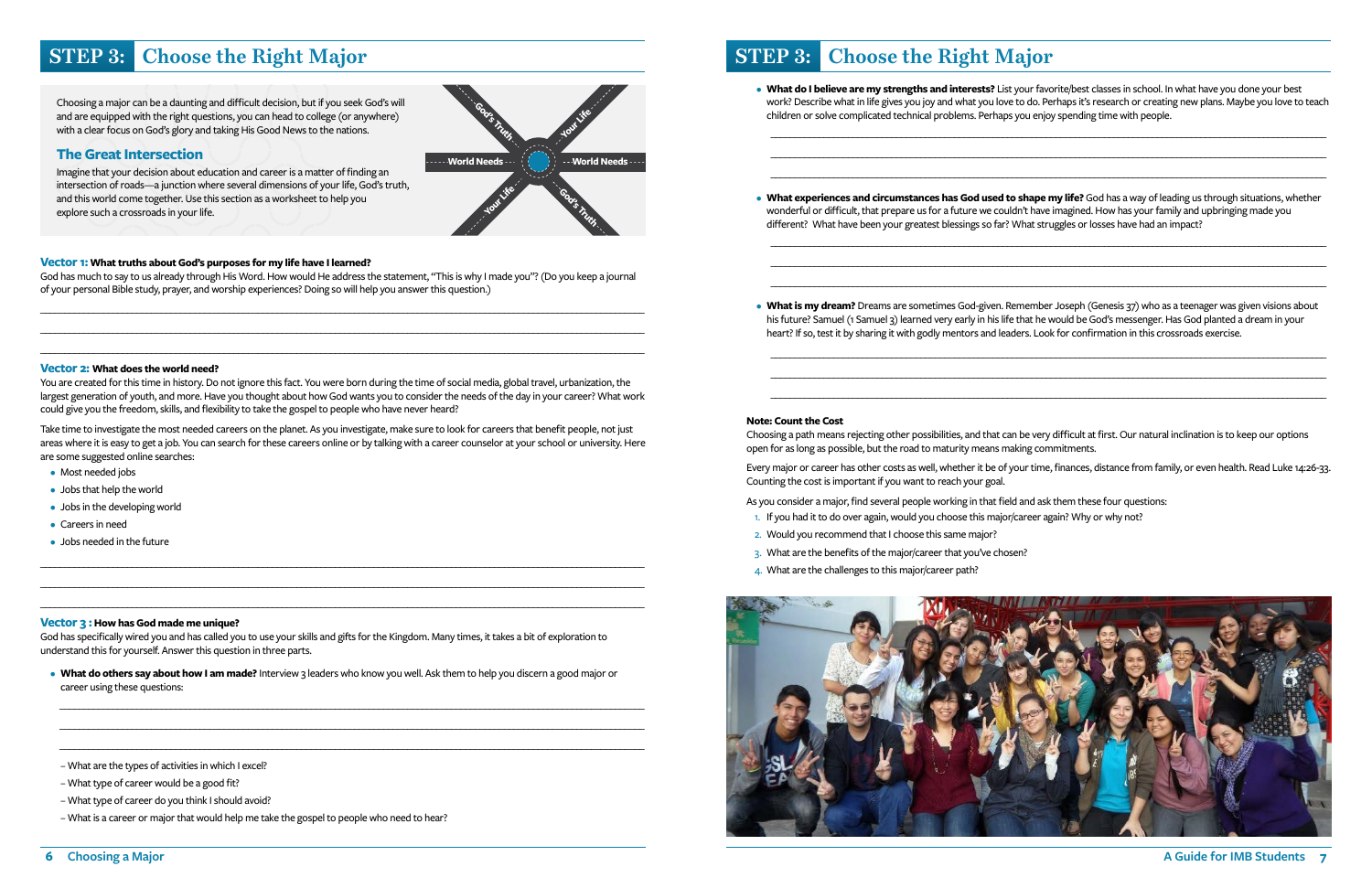## STEP 3: Choose the Right Major

Choosing a major can be a daunting and difficult decision, but if you seek God's will and are equipped with the right questions, you can head to college (or anywhere) with a clear focus on God's glory and taking His Good News to the nations.

### The Great Intersection

Imagine that your decision about education and career is a matter of finding an intersection of roads—a junction where several dimensions of your life, God's truth, and this world come together. Use this section as a worksheet to help you explore such a crossroads in your life.

God's Truth — Your Life — World Needs — World Needs — Your Life — God's Truth

**Vector 1: What truths about God's purposes for my life have I learned?**

God has much to say to us already through His Word. How would He address the statement, "This is why I made you"? (Do you keep a journal of your personal Bible study, prayer, and worship experiences? Doing so will help you answer this question.)

______________________________________________

______________________________________________

______________________________________________

**Vector 2: What does the world need?**

You are created for this time in history. Do not ignore this fact. You were born during the time of social media, global travel, urbanization, the largest generation of youth, and more. Have you thought about how God wants you to consider the needs of the day in your career? What work could give you the freedom, skills, and flexibility to take the gospel to people who have never heard?

Take time to investigate the most needed careers on the planet. As you investigate, make sure to look for careers that benefit people, not just areas where it is easy to get a job. You can search for these careers online or by talking with a career counselor at your school or university. Here are some suggested online searches:

- Most needed jobs
- Jobs that help the world
- Jobs in the developing world
- Careers in need
- Jobs needed in the future

______________________________________________

______________________________________________

______________________________________________

**Vector 3: How has God made me unique?**

God has specifically wired you and has called you to use your skills and gifts for the Kingdom. Many times, it takes a bit of exploration to understand this for yourself. Answer this question in three parts.

- **What do others say about how I am made?** Interview 3 leaders who know you well. Ask them to help you discern a good major or career using these questions:

______________________________________________

______________________________________________

______________________________________________

– What are the types of activities in which I excel?
– What type of career would be a good fit?
– What type of career do you think I should avoid?
– What is a career or major that would help me take the gospel to people who need to hear?

- **What do I believe are my strengths and interests?** List your favorite/best classes in school. In what have you done your best work? Describe what in life gives you joy and what you love to do. Perhaps it's research or creating new plans. Maybe you love to teach children or solve complicated technical problems. Perhaps you enjoy spending time with people.

______________________________________________

______________________________________________

______________________________________________

- **What experiences and circumstances has God used to shape my life?** God has a way of leading us through situations, whether wonderful or difficult, that prepare us for a future we couldn't have imagined. How has your family and upbringing made you different? What have been your greatest blessings so far? What struggles or losses have had an impact?

______________________________________________

______________________________________________

______________________________________________

- **What is my dream?** Dreams are sometimes God-given. Remember Joseph (Genesis 37) who as a teenager was given visions about his future? Samuel (1 Samuel 3) learned very early in his life that he would be God's messenger. Has God planted a dream in your heart? If so, test it by sharing it with godly mentors and leaders. Look for confirmation in this crossroads exercise.

______________________________________________

______________________________________________

______________________________________________

**Note: Count the Cost**

Choosing a path means rejecting other possibilities, and that can be very difficult at first. Our natural inclination is to keep our options open for as long as possible, but the road to maturity means making commitments.

Every major or career has other costs as well, whether it be of your time, finances, distance from family, or even health. Read Luke 14:26-33. Counting the cost is important if you want to reach your goal.

As you consider a major, find several people working in that field and ask them these four questions:

1. If you had it to do over again, would you choose this major/career again? Why or why not?
2. Would you recommend that I choose this same major?
3. What are the benefits of the major/career that you've chosen?
4. What are the challenges to this major/career path?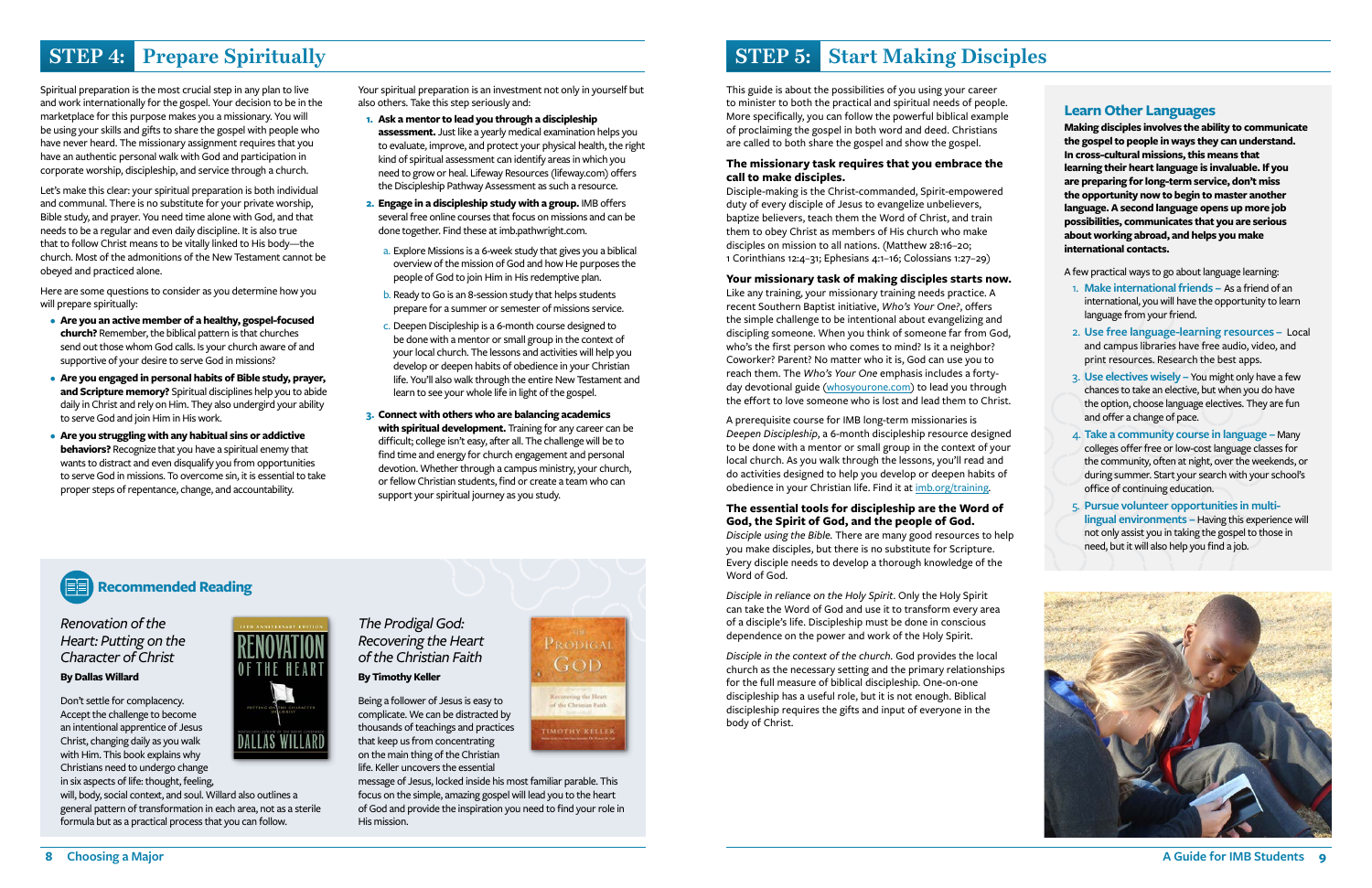## STEP 4: Prepare Spiritually

Spiritual preparation is the most crucial step in any plan to live and work internationally for the gospel. Your decision to be in the marketplace for this purpose makes you a missionary. You will be using your skills and gifts to share the gospel with people who have never heard. The missionary assignment requires that you have an authentic personal walk with God and participation in corporate worship, discipleship, and service through a church.

Let's make this clear: your spiritual preparation is both individual and communal. There is no substitute for your private worship, Bible study, and prayer. You need time alone with God, and that needs to be a regular and even daily discipline. It is also true that to follow Christ means to be vitally linked to His body—the church. Most of the admonitions of the New Testament cannot be obeyed and practiced alone.

Here are some questions to consider as you determine how you will prepare spiritually:

- **Are you an active member of a healthy, gospel-focused church?** Remember, the biblical pattern is that churches send out those whom God calls. Is your church aware of and supportive of your desire to serve God in missions?
- **Are you engaged in personal habits of Bible study, prayer, and Scripture memory?** Spiritual disciplines help you to abide daily in Christ and rely on Him. They also undergird your ability to serve God and join Him in His work.
- **Are you struggling with any habitual sins or addictive behaviors?** Recognize that you have a spiritual enemy that wants to distract and even disqualify you from opportunities to serve God in missions. To overcome sin, it is essential to take proper steps of repentance, change, and accountability.

Your spiritual preparation is an investment not only in yourself but also others. Take this step seriously and:

1. **Ask a mentor to lead you through a discipleship assessment.** Just like a yearly medical examination helps you to evaluate, improve, and protect your physical health, the right kind of spiritual assessment can identify areas in which you need to grow or heal. Lifeway Resources (lifeway.com) offers the Discipleship Pathway Assessment as such a resource.
2. **Engage in a discipleship study with a group.** IMB offers several free online courses that focus on missions and can be done together. Find these at imb.pathwright.com.
   a. Explore Missions is a 6-week study that gives you a biblical overview of the mission of God and how He purposes the people of God to join Him in His redemptive plan.
   b. Ready to Go is an 8-session study that helps students prepare for a summer or semester of missions service.
   c. Deepen Discipleship is a 6-month course designed to be done with a mentor or small group in the context of your local church. The lessons and activities will help you develop or deepen habits of obedience in your Christian life. You'll also walk through the entire New Testament and learn to see your whole life in light of the gospel.
3. **Connect with others who are balancing academics with spiritual development.** Training for any career can be difficult; college isn't easy, after all. The challenge will be to find time and energy for church engagement and personal devotion. Whether through a campus ministry, your church, or fellow Christian students, find or create a team who can support your spiritual journey as you study.

### Recommended Reading

*Renovation of the Heart: Putting on the Character of Christ*
**By Dallas Willard**

Don't settle for complacency. Accept the challenge to become an intentional apprentice of Jesus Christ, changing daily as you walk with Him. This book explains why Christians need to undergo change in six aspects of life: thought, feeling, will, body, social context, and soul. Willard also outlines a general pattern of transformation in each area, not as a sterile formula but as a practical process that you can follow.

*The Prodigal God: Recovering the Heart of the Christian Faith*
**By Timothy Keller**

Being a follower of Jesus is easy to complicate. We can be distracted by thousands of teachings and practices that keep us from concentrating on the main thing of the Christian life. Keller uncovers the essential message of Jesus, locked inside his most familiar parable. This focus on the simple, amazing gospel will lead you to the heart of God and provide the inspiration you need to find your role in His mission.

## STEP 5: Start Making Disciples

This guide is about the possibilities of you using your career to minister to both the practical and spiritual needs of people. More specifically, you can follow the powerful biblical example of proclaiming the gospel in both word and deed. Christians are called to both share the gospel and show the gospel.

**The missionary task requires that you embrace the call to make disciples.**
Disciple-making is the Christ-commanded, Spirit-empowered duty of every disciple of Jesus to evangelize unbelievers, baptize believers, teach them the Word of Christ, and train them to obey Christ as members of His church who make disciples on mission to all nations. (Matthew 28:16–20; 1 Corinthians 12:4–31; Ephesians 4:1–16; Colossians 1:27–29)

**Your missionary task of making disciples starts now.**
Like any training, your missionary training needs practice. A recent Southern Baptist initiative, *Who's Your One?*, offers the simple challenge to be intentional about evangelizing and discipling someone. When you think of someone far from God, who's the first person who comes to mind? Is it a neighbor? Coworker? Parent? No matter who it is, God can use you to reach them. The *Who's Your One* emphasis includes a forty-day devotional guide (whosyourone.com) to lead you through the effort to love someone who is lost and lead them to Christ.

A prerequisite course for IMB long-term missionaries is *Deepen Discipleship*, a 6-month discipleship resource designed to be done with a mentor or small group in the context of your local church. As you walk through the lessons, you'll read and do activities designed to help you develop or deepen habits of obedience in your Christian life. Find it at imb.org/training.

**The essential tools for discipleship are the Word of God, the Spirit of God, and the people of God.**
*Disciple using the Bible.* There are many good resources to help you make disciples, but there is no substitute for Scripture. Every disciple needs to develop a thorough knowledge of the Word of God.

*Disciple in reliance on the Holy Spirit.* Only the Holy Spirit can take the Word of God and use it to transform every area of a disciple's life. Discipleship must be done in conscious dependence on the power and work of the Holy Spirit.

*Disciple in the context of the church.* God provides the local church as the necessary setting and the primary relationships for the full measure of biblical discipleship. One-on-one discipleship has a useful role, but it is not enough. Biblical discipleship requires the gifts and input of everyone in the body of Christ.

### Learn Other Languages

**Making disciples involves the ability to communicate the gospel to people in ways they can understand. In cross-cultural missions, this means that learning their heart language is invaluable. If you are preparing for long-term service, don't miss the opportunity now to begin to master another language. A second language opens up more job possibilities, communicates that you are serious about working abroad, and helps you make international contacts.**

A few practical ways to go about language learning:

1. **Make international friends –** As a friend of an international, you will have the opportunity to learn language from your friend.
2. **Use free language-learning resources –** Local and campus libraries have free audio, video, and print resources. Research the best apps.
3. **Use electives wisely –** You might only have a few chances to take an elective, but when you do have the option, choose language electives. They are fun and offer a change of pace.
4. **Take a community course in language –** Many colleges offer free or low-cost language classes for the community, often at night, over the weekends, or during summer. Start your search with your school's office of continuing education.
5. **Pursue volunteer opportunities in multi-lingual environments –** Having this experience will not only assist you in taking the gospel to those in need, but it will also help you find a job.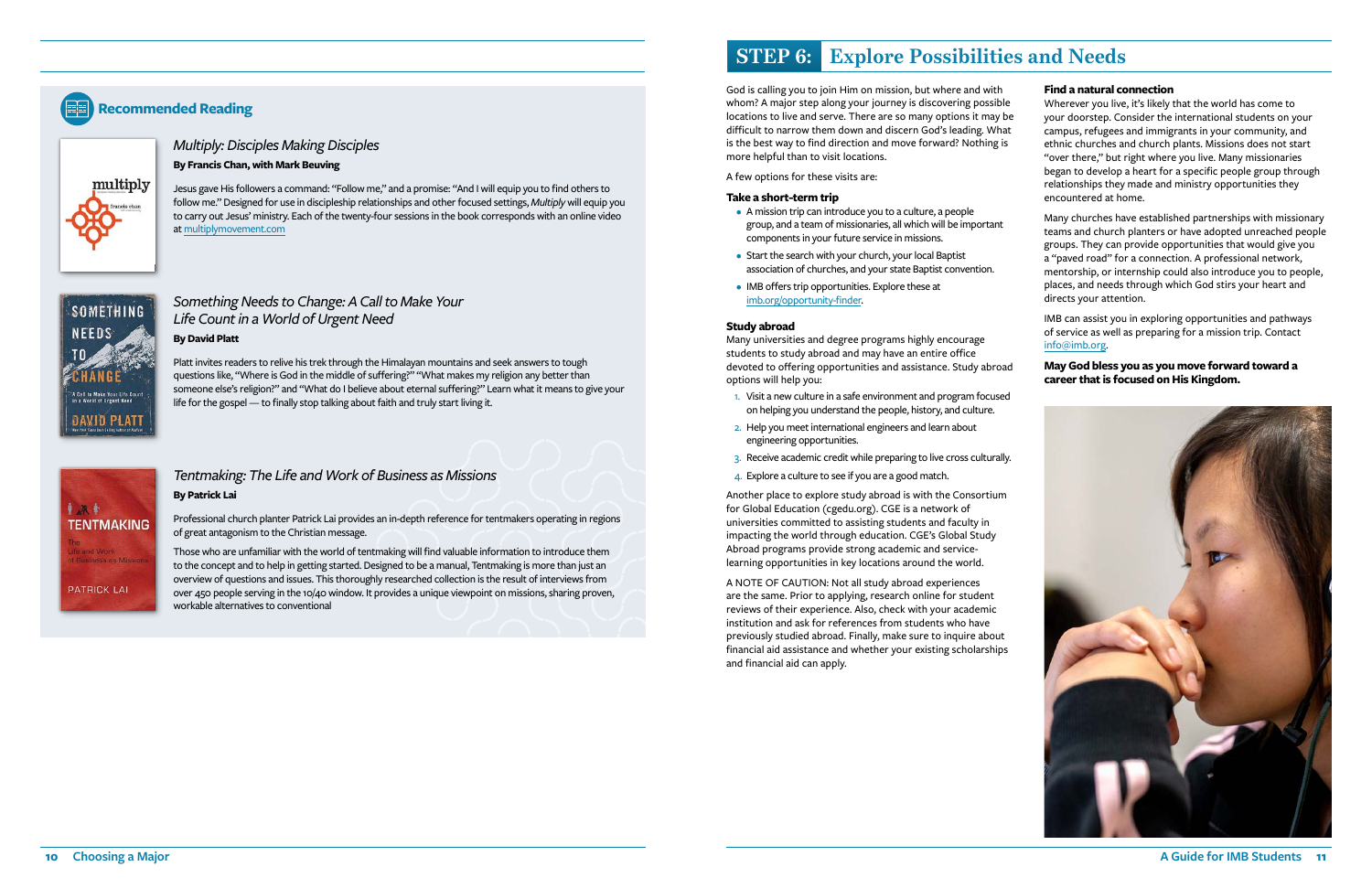## Recommended Reading

### *Multiply: Disciples Making Disciples*

**By Francis Chan, with Mark Beuving**

Jesus gave His followers a command: "Follow me," and a promise: "And I will equip you to find others to follow me." Designed for use in discipleship relationships and other focused settings, *Multiply* will equip you to carry out Jesus' ministry. Each of the twenty-four sessions in the book corresponds with an online video at multiplymovement.com

### *Something Needs to Change: A Call to Make Your Life Count in a World of Urgent Need*

**By David Platt**

Platt invites readers to relive his trek through the Himalayan mountains and seek answers to tough questions like, "Where is God in the middle of suffering?" "What makes my religion any better than someone else's religion?" and "What do I believe about eternal suffering?" Learn what it means to give your life for the gospel — to finally stop talking about faith and truly start living it.

### *Tentmaking: The Life and Work of Business as Missions*

**By Patrick Lai**

Professional church planter Patrick Lai provides an in-depth reference for tentmakers operating in regions of great antagonism to the Christian message.

Those who are unfamiliar with the world of tentmaking will find valuable information to introduce them to the concept and to help in getting started. Designed to be a manual, Tentmaking is more than just an overview of questions and issues. This thoroughly researched collection is the result of interviews from over 450 people serving in the 10/40 window. It provides a unique viewpoint on missions, sharing proven, workable alternatives to conventional

# STEP 6: Explore Possibilities and Needs

God is calling you to join Him on mission, but where and with whom? A major step along your journey is discovering possible locations to live and serve. There are so many options it may be difficult to narrow them down and discern God's leading. What is the best way to find direction and move forward? Nothing is more helpful than to visit locations.

A few options for these visits are:

**Take a short-term trip**

- A mission trip can introduce you to a culture, a people group, and a team of missionaries, all which will be important components in your future service in missions.
- Start the search with your church, your local Baptist association of churches, and your state Baptist convention.
- IMB offers trip opportunities. Explore these at imb.org/opportunity-finder.

**Study abroad**

Many universities and degree programs highly encourage students to study abroad and may have an entire office devoted to offering opportunities and assistance. Study abroad options will help you:

1. Visit a new culture in a safe environment and program focused on helping you understand the people, history, and culture.
2. Help you meet international engineers and learn about engineering opportunities.
3. Receive academic credit while preparing to live cross culturally.
4. Explore a culture to see if you are a good match.

Another place to explore study abroad is with the Consortium for Global Education (cgedu.org). CGE is a network of universities committed to assisting students and faculty in impacting the world through education. CGE's Global Study Abroad programs provide strong academic and service-learning opportunities in key locations around the world.

A NOTE OF CAUTION: Not all study abroad experiences are the same. Prior to applying, research online for student reviews of their experience. Also, check with your academic institution and ask for references from students who have previously studied abroad. Finally, make sure to inquire about financial aid assistance and whether your existing scholarships and financial aid can apply.

**Find a natural connection**

Wherever you live, it's likely that the world has come to your doorstep. Consider the international students on your campus, refugees and immigrants in your community, and ethnic churches and church plants. Missions does not start "over there," but right where you live. Many missionaries began to develop a heart for a specific people group through relationships they made and ministry opportunities they encountered at home.

Many churches have established partnerships with missionary teams and church planters or have adopted unreached people groups. They can provide opportunities that would give you a "paved road" for a connection. A professional network, mentorship, or internship could also introduce you to people, places, and needs through which God stirs your heart and directs your attention.

IMB can assist you in exploring opportunities and pathways of service as well as preparing for a mission trip. Contact info@imb.org.

**May God bless you as you move forward toward a career that is focused on His Kingdom.**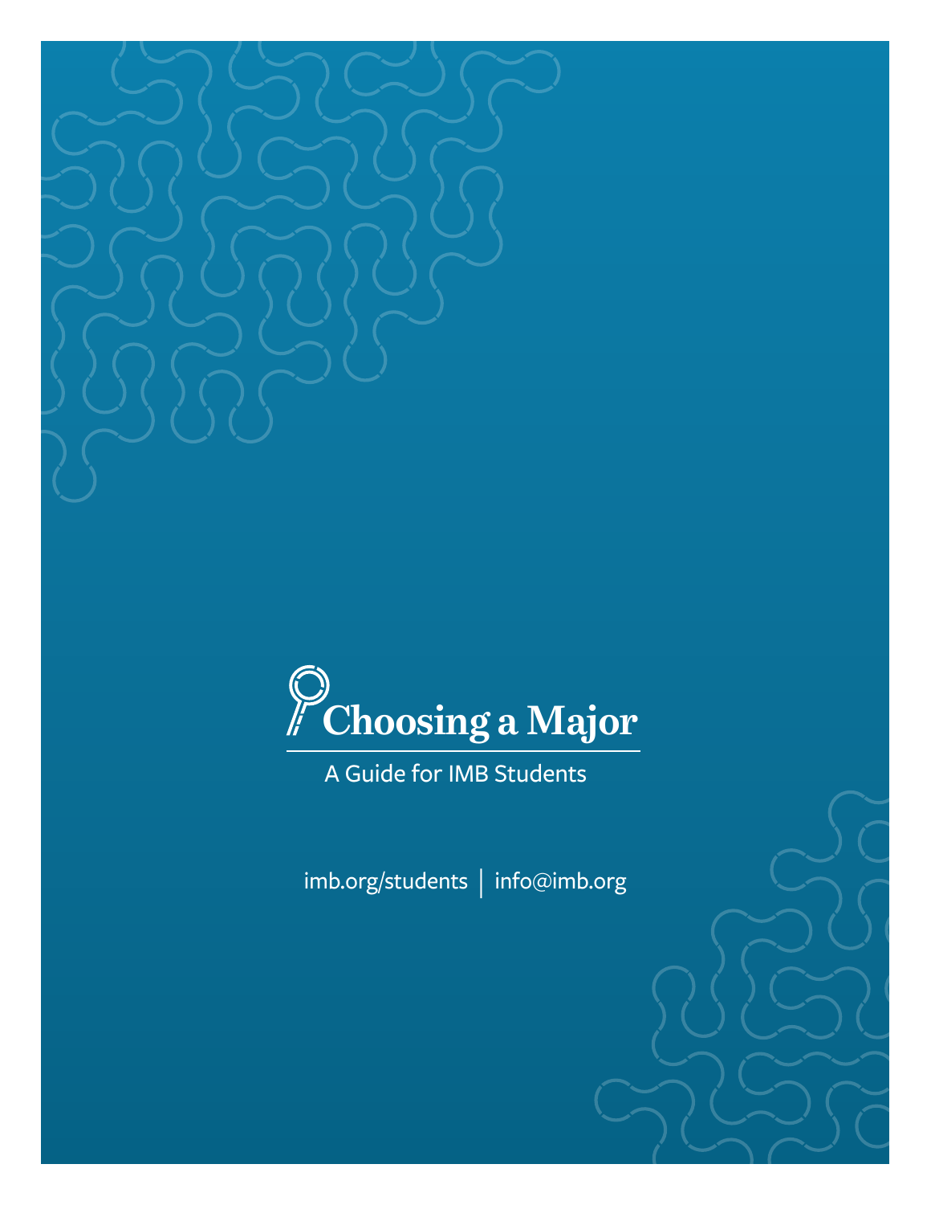# Choosing a Major

A Guide for IMB Students

imb.org/students | info@imb.org